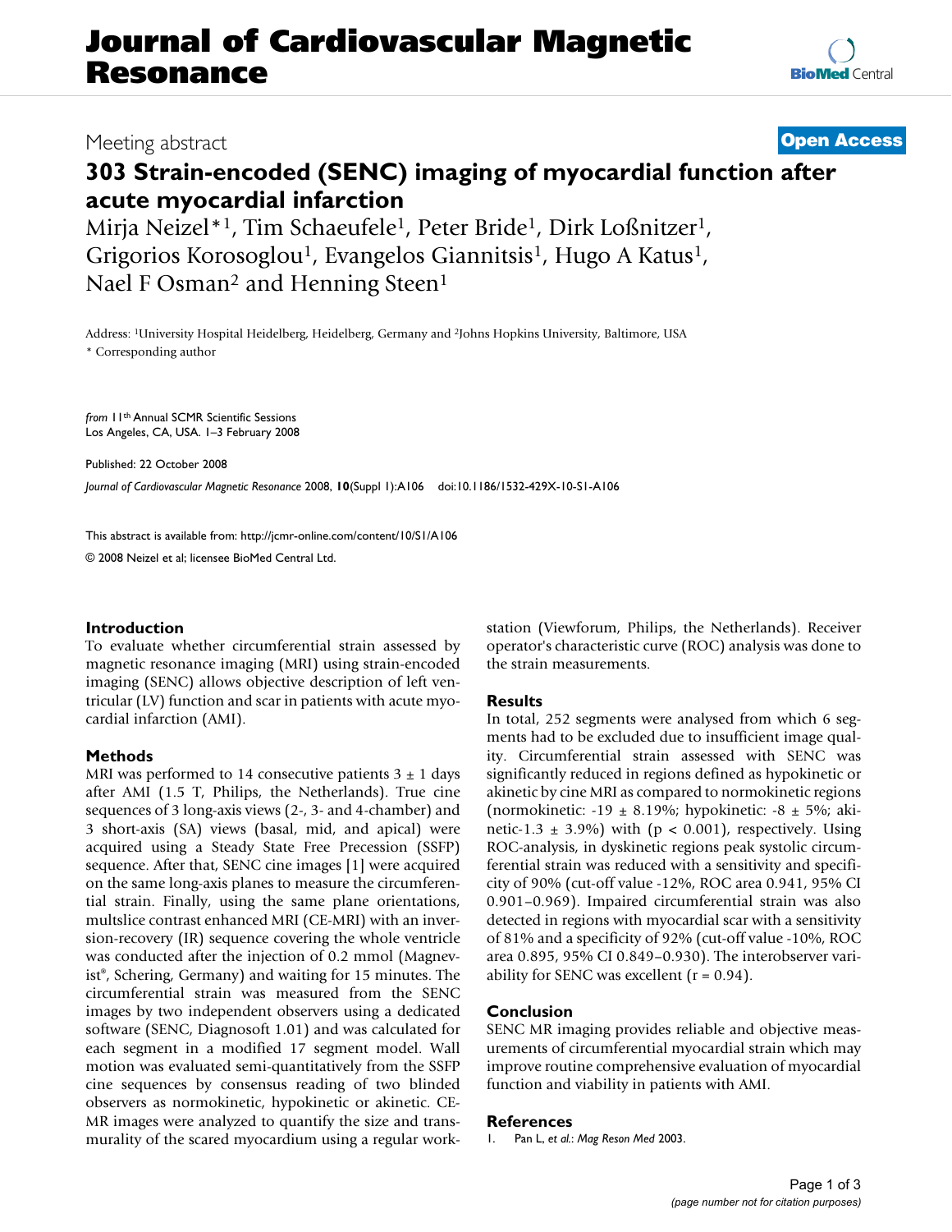# Journal of Cardiovascular Magnetic Resonance

Meeting abstract **Open Access**

## 303 Strain-encoded (SENC) imaging of myocardial function after acute myocardial infarction

Mirja Neizel*[1], Tim Schaeufele[1], Peter Bride[1], Dirk Loßnitzer[1], Grigorios Korosoglou[1], Evangelos Giannitsis[1], Hugo A Katus[1], Nael F Osman[2] and Henning Steen[1]

Address: [1]University Hospital Heidelberg, Heidelberg, Germany and [2]Johns Hopkins University, Baltimore, USA

\* Corresponding author

*from* 11th Annual SCMR Scientific Sessions
Los Angeles, CA, USA. 1–3 February 2008

Published: 22 October 2008

*Journal of Cardiovascular Magnetic Resonance* 2008, **10**(Suppl 1):A106 doi:10.1186/1532-429X-10-S1-A106

This abstract is available from: http://jcmr-online.com/content/10/S1/A106

© 2008 Neizel et al; licensee BioMed Central Ltd.

### Introduction

To evaluate whether circumferential strain assessed by magnetic resonance imaging (MRI) using strain-encoded imaging (SENC) allows objective description of left ventricular (LV) function and scar in patients with acute myocardial infarction (AMI).

### Methods

MRI was performed to 14 consecutive patients 3 ± 1 days after AMI (1.5 T, Philips, the Netherlands). True cine sequences of 3 long-axis views (2-, 3- and 4-chamber) and 3 short-axis (SA) views (basal, mid, and apical) were acquired using a Steady State Free Precession (SSFP) sequence. After that, SENC cine images [1] were acquired on the same long-axis planes to measure the circumferential strain. Finally, using the same plane orientations, multslice contrast enhanced MRI (CE-MRI) with an inversion-recovery (IR) sequence covering the whole ventricle was conducted after the injection of 0.2 mmol (Magnevist®, Schering, Germany) and waiting for 15 minutes. The circumferential strain was measured from the SENC images by two independent observers using a dedicated software (SENC, Diagnosoft 1.01) and was calculated for each segment in a modified 17 segment model. Wall motion was evaluated semi-quantitatively from the SSFP cine sequences by consensus reading of two blinded observers as normokinetic, hypokinetic or akinetic. CE-MR images were analyzed to quantify the size and transmurality of the scared myocardium using a regular workstation (Viewforum, Philips, the Netherlands). Receiver operator's characteristic curve (ROC) analysis was done to the strain measurements.

### Results

In total, 252 segments were analysed from which 6 segments had to be excluded due to insufficient image quality. Circumferential strain assessed with SENC was significantly reduced in regions defined as hypokinetic or akinetic by cine MRI as compared to normokinetic regions (normokinetic: -19 ± 8.19%; hypokinetic: -8 ± 5%; akinetic-1.3 ± 3.9%) with ($p < 0.001$), respectively. Using ROC-analysis, in dyskinetic regions peak systolic circumferential strain was reduced with a sensitivity and specificity of 90% (cut-off value -12%, ROC area 0.941, 95% CI 0.901–0.969). Impaired circumferential strain was also detected in regions with myocardial scar with a sensitivity of 81% and a specificity of 92% (cut-off value -10%, ROC area 0.895, 95% CI 0.849–0.930). The interobserver variability for SENC was excellent ($r = 0.94$).

### Conclusion

SENC MR imaging provides reliable and objective measurements of circumferential myocardial strain which may improve routine comprehensive evaluation of myocardial function and viability in patients with AMI.

### References

1. Pan L, *et al.*: *Mag Reson Med* 2003.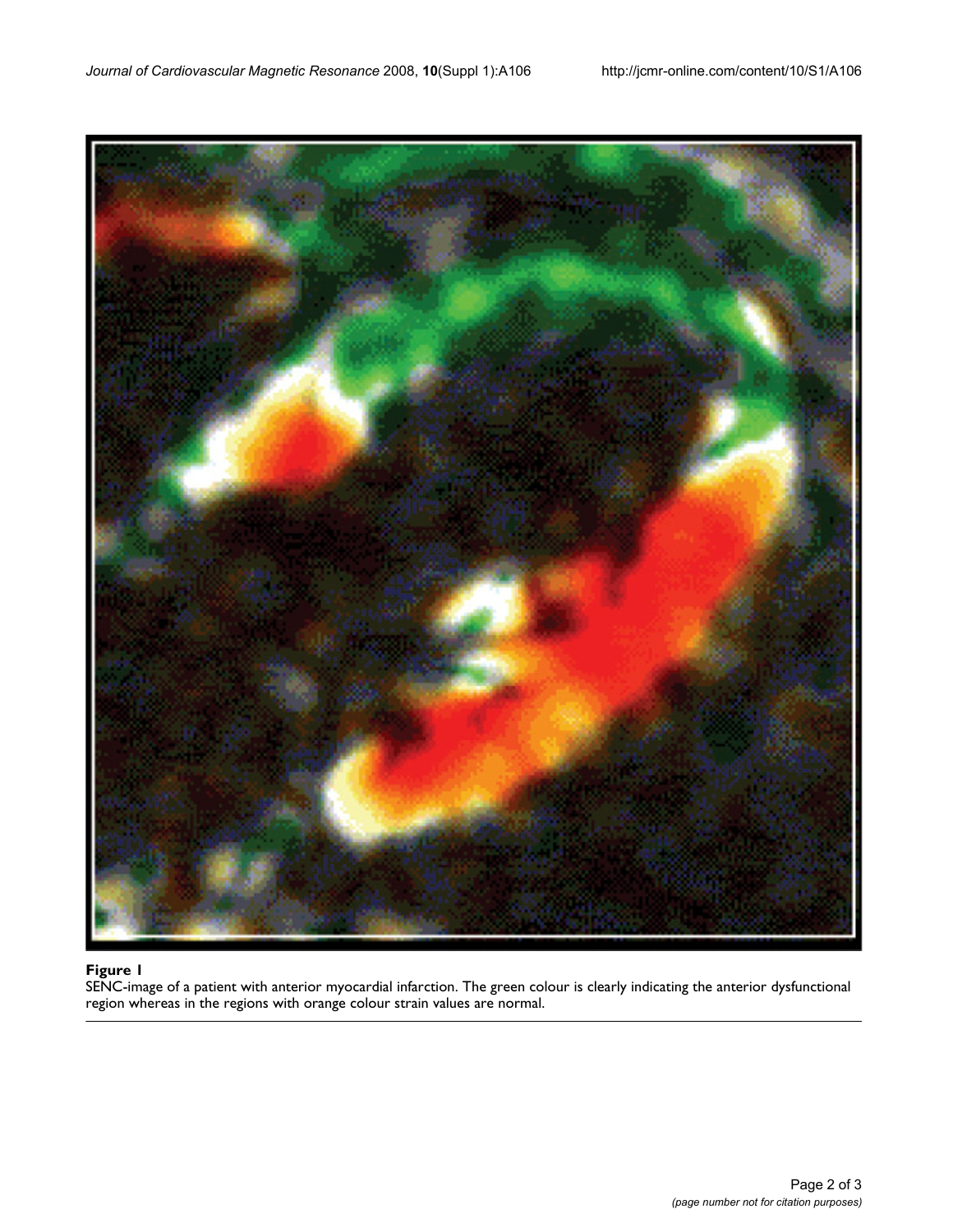**Figure 1**

SENC-image of a patient with anterior myocardial infarction. The green colour is clearly indicating the anterior dysfunctional region whereas in the regions with orange colour strain values are normal.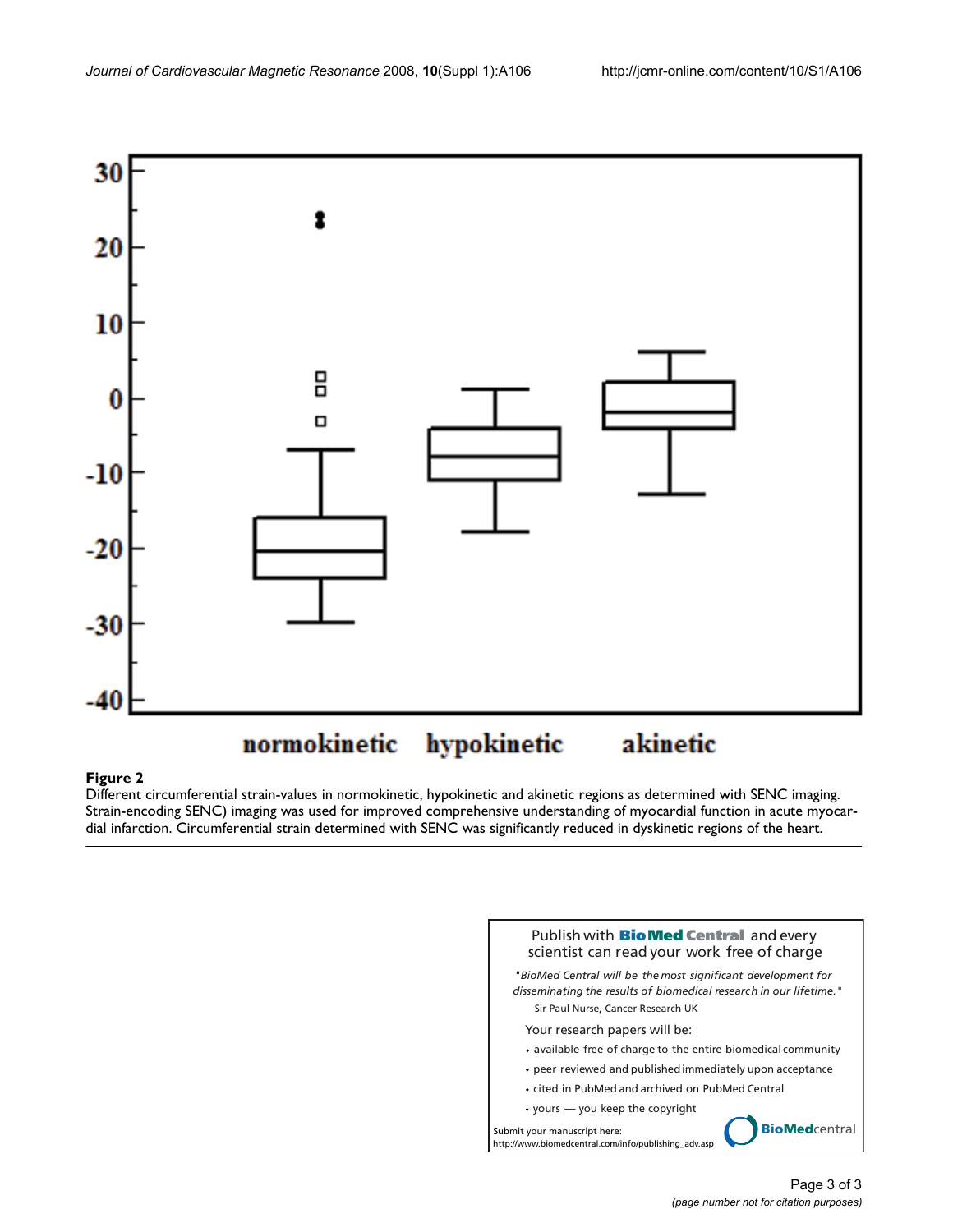30
20
10
0
-10
-20
-30
-40

normokinetic hypokinetic akinetic

**Figure 2**

Different circumferential strain-values in normokinetic, hypokinetic and akinetic regions as determined with SENC imaging. Strain-encoding SENC) imaging was used for improved comprehensive understanding of myocardial function in acute myocardial infarction. Circumferential strain determined with SENC was significantly reduced in dyskinetic regions of the heart.

Publish with **BioMed Central** and every scientist can read your work free of charge

*"BioMed Central will be the most significant development for disseminating the results of biomedical research in our lifetime."*

Sir Paul Nurse, Cancer Research UK

Your research papers will be:

- available free of charge to the entire biomedical community
- peer reviewed and published immediately upon acceptance
- cited in PubMed and archived on PubMed Central
- yours — you keep the copyright

Submit your manuscript here:
http://www.biomedcentral.com/info/publishing_adv.asp

**BioMed**central